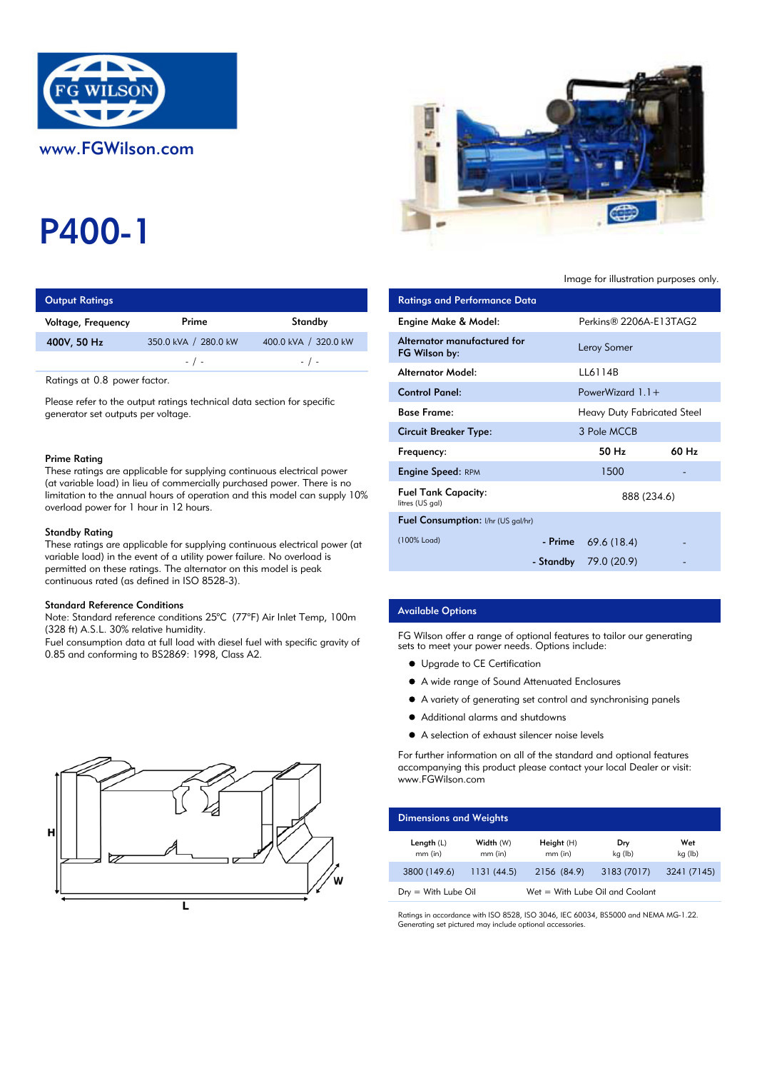www.FGWilson.com

# P400-1

Image for illustration purposes only.

## Output Ratings

| Voltage, Frequency | Prime | Standby |
|---|---|---|
| 400V, 50 Hz | 350.0 kVA / 280.0 kW | 400.0 kVA / 320.0 kW |
| | - / - | - / - |

Ratings at 0.8 power factor.

Please refer to the output ratings technical data section for specific generator set outputs per voltage.

### Prime Rating

These ratings are applicable for supplying continuous electrical power (at variable load) in lieu of commercially purchased power. There is no limitation to the annual hours of operation and this model can supply 10% overload power for 1 hour in 12 hours.

### Standby Rating

These ratings are applicable for supplying continuous electrical power (at variable load) in the event of a utility power failure. No overload is permitted on these ratings. The alternator on this model is peak continuous rated (as defined in ISO 8528-3).

### Standard Reference Conditions

Note: Standard reference conditions 25°C (77°F) Air Inlet Temp, 100m (328 ft) A.S.L. 30% relative humidity.
Fuel consumption data at full load with diesel fuel with specific gravity of 0.85 and conforming to BS2869: 1998, Class A2.

## Ratings and Performance Data

| | | |
|---|---|---|
| Engine Make & Model: | Perkins® 2206A-E13TAG2 | |
| Alternator manufactured for FG Wilson by: | Leroy Somer | |
| Alternator Model: | LL6114B | |
| Control Panel: | PowerWizard 1.1+ | |
| Base Frame: | Heavy Duty Fabricated Steel | |
| Circuit Breaker Type: | 3 Pole MCCB | |
| Frequency: | 50 Hz | 60 Hz |
| Engine Speed: RPM | 1500 | - |
| Fuel Tank Capacity: litres (US gal) | 888 (234.6) | |
| Fuel Consumption: l/hr (US gal/hr) | | |
| (100% Load) - Prime | 69.6 (18.4) | - |
| - Standby | 79.0 (20.9) | - |

## Available Options

FG Wilson offer a range of optional features to tailor our generating sets to meet your power needs. Options include:

- Upgrade to CE Certification
- A wide range of Sound Attenuated Enclosures
- A variety of generating set control and synchronising panels
- Additional alarms and shutdowns
- A selection of exhaust silencer noise levels

For further information on all of the standard and optional features accompanying this product please contact your local Dealer or visit: www.FGWilson.com

## Dimensions and Weights

| Length (L) mm (in) | Width (W) mm (in) | Height (H) mm (in) | Dry kg (lb) | Wet kg (lb) |
|---|---|---|---|---|
| 3800 (149.6) | 1131 (44.5) | 2156 (84.9) | 3183 (7017) | 3241 (7145) |

Dry = With Lube Oil Wet = With Lube Oil and Coolant

Ratings in accordance with ISO 8528, ISO 3046, IEC 60034, BS5000 and NEMA MG-1.22.
Generating set pictured may include optional accessories.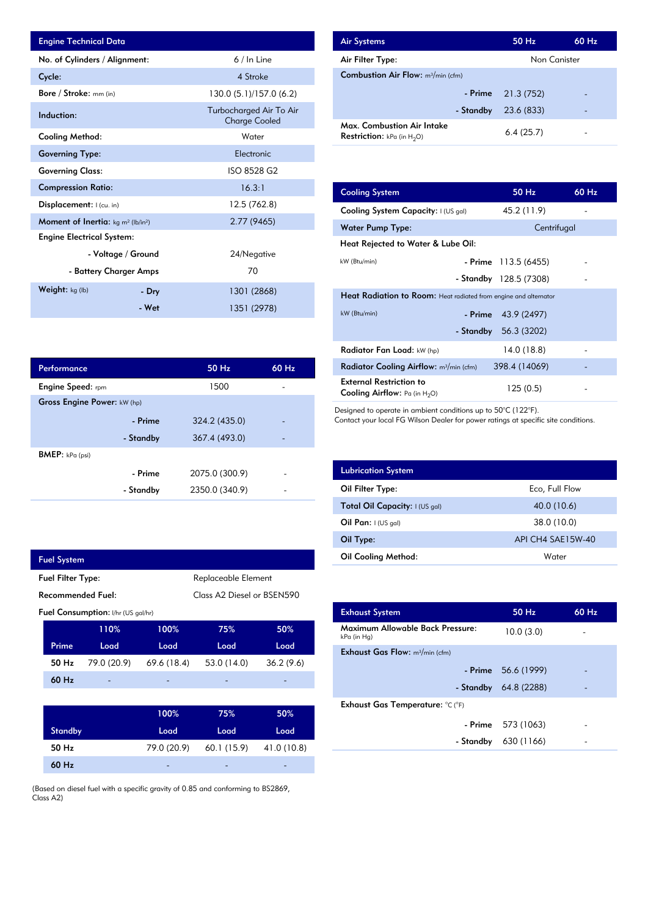## Engine Technical Data

| Engine Technical Data | | |
|---|---|---|
| No. of Cylinders / Alignment: | | 6 / In Line |
| Cycle: | | 4 Stroke |
| Bore / Stroke: mm (in) | | 130.0 (5.1)/157.0 (6.2) |
| Induction: | | Turbocharged Air To Air Charge Cooled |
| Cooling Method: | | Water |
| Governing Type: | | Electronic |
| Governing Class: | | ISO 8528 G2 |
| Compression Ratio: | | 16.3:1 |
| Displacement: l (cu. in) | | 12.5 (762.8) |
| Moment of Inertia: kg $m^2$ (lb/in$^2$) | | 2.77 (9465) |
| Engine Electrical System: | | |
| | - Voltage / Ground | 24/Negative |
| | - Battery Charger Amps | 70 |
| Weight: kg (lb) | - Dry | 1301 (2868) |
| | - Wet | 1351 (2978) |

## Performance

| Performance | | 50 Hz | 60 Hz |
|---|---|---|---|
| Engine Speed: rpm | | 1500 | - |
| Gross Engine Power: kW (hp) | | | |
| | - Prime | 324.2 (435.0) | - |
| | - Standby | 367.4 (493.0) | - |
| BMEP: kPa (psi) | | | |
| | - Prime | 2075.0 (300.9) | - |
| | - Standby | 2350.0 (340.9) | - |

## Fuel System

| Fuel System | |
|---|---|
| Fuel Filter Type: | Replaceable Element |
| Recommended Fuel: | Class A2 Diesel or BSEN590 |

Fuel Consumption: l/hr (US gal/hr)

| Prime | 110% Load | 100% Load | 75% Load | 50% Load |
|---|---|---|---|---|
| 50 Hz | 79.0 (20.9) | 69.6 (18.4) | 53.0 (14.0) | 36.2 (9.6) |
| 60 Hz | - | - | - | - |

| Standby | 100% Load | 75% Load | 50% Load |
|---|---|---|---|
| 50 Hz | 79.0 (20.9) | 60.1 (15.9) | 41.0 (10.8) |
| 60 Hz | - | - | - |

(Based on diesel fuel with a specific gravity of 0.85 and conforming to BS2869, Class A2)

## Air Systems

| Air Systems | | 50 Hz | 60 Hz |
|---|---|---|---|
| Air Filter Type: | | Non Canister | |
| Combustion Air Flow: $m^3$/min (cfm) | | | |
| | - Prime | 21.3 (752) | - |
| | - Standby | 23.6 (833) | - |
| Max. Combustion Air Intake Restriction: kPa (in $H_2O$) | | 6.4 (25.7) | - |

## Cooling System

| Cooling System | | 50 Hz | 60 Hz |
|---|---|---|---|
| Cooling System Capacity: l (US gal) | | 45.2 (11.9) | - |
| Water Pump Type: | | Centrifugal | |
| Heat Rejected to Water & Lube Oil: | | | |
| kW (Btu/min) | - Prime | 113.5 (6455) | - |
| | - Standby | 128.5 (7308) | - |
| Heat Radiation to Room: Heat radiated from engine and alternator | | | |
| kW (Btu/min) | - Prime | 43.9 (2497) | - |
| | - Standby | 56.3 (3202) | - |
| Radiator Fan Load: kW (hp) | | 14.0 (18.8) | - |
| Radiator Cooling Airflow: $m^3$/min (cfm) | | 398.4 (14069) | - |
| External Restriction to Cooling Airflow: Pa (in $H_2O$) | | 125 (0.5) | - |

Designed to operate in ambient conditions up to 50°C (122°F).
Contact your local FG Wilson Dealer for power ratings at specific site conditions.

## Lubrication System

| Lubrication System | |
|---|---|
| Oil Filter Type: | Eco, Full Flow |
| Total Oil Capacity: l (US gal) | 40.0 (10.6) |
| Oil Pan: l (US gal) | 38.0 (10.0) |
| Oil Type: | API CH4 SAE15W-40 |
| Oil Cooling Method: | Water |

## Exhaust System

| Exhaust System | | 50 Hz | 60 Hz |
|---|---|---|---|
| Maximum Allowable Back Pressure: kPa (in Hg) | | 10.0 (3.0) | - |
| Exhaust Gas Flow: $m^3$/min (cfm) | | | |
| | - Prime | 56.6 (1999) | - |
| | - Standby | 64.8 (2288) | - |
| Exhaust Gas Temperature: °C (°F) | | | |
| | - Prime | 573 (1063) | - |
| | - Standby | 630 (1166) | - |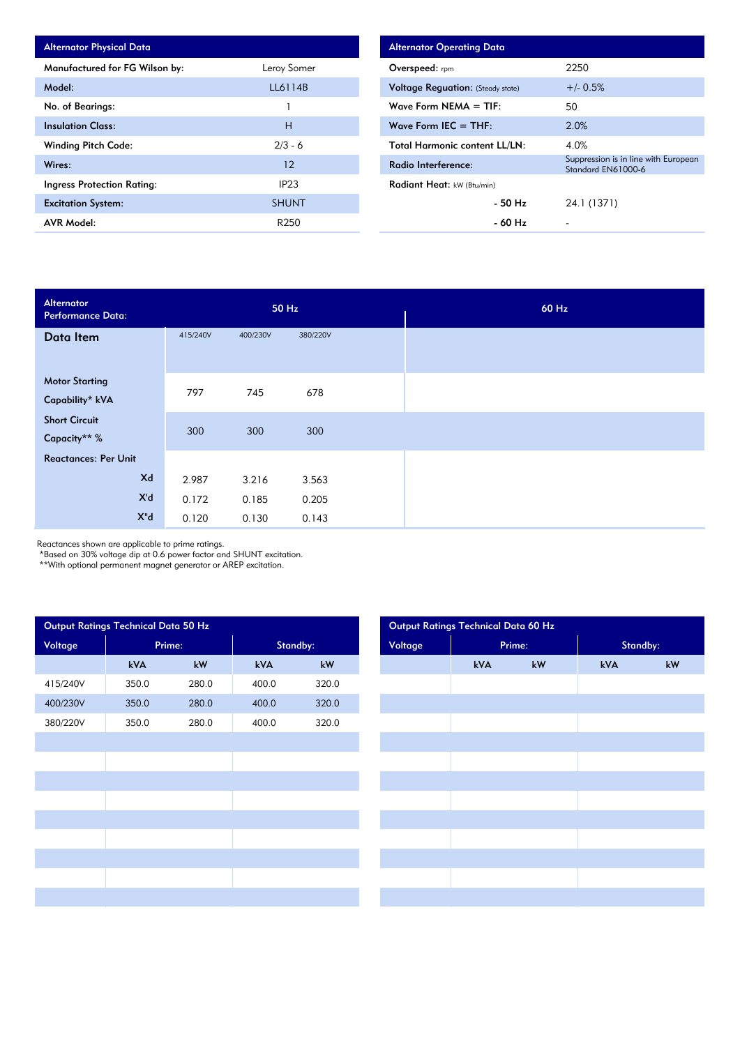| Alternator Physical Data | |
|---|---|
| Manufactured for FG Wilson by: | Leroy Somer |
| Model: | LL6114B |
| No. of Bearings: | 1 |
| Insulation Class: | H |
| Winding Pitch Code: | 2/3 - 6 |
| Wires: | 12 |
| Ingress Protection Rating: | IP23 |
| Excitation System: | SHUNT |
| AVR Model: | R250 |

| Alternator Operating Data | |
|---|---|
| Overspeed: rpm | 2250 |
| Voltage Reguation: (Steady state) | +/- 0.5% |
| Wave Form NEMA = TIF: | 50 |
| Wave Form IEC = THF: | 2.0% |
| Total Harmonic content LL/LN: | 4.0% |
| Radio Interference: | Suppression is in line with European Standard EN61000-6 |
| Radiant Heat: kW (Btu/min) | |
| - 50 Hz | 24.1 (1371) |
| - 60 Hz | - |

| Alternator Performance Data: | 50 Hz | | | 60 Hz |
|---|---|---|---|---|
| Data Item | 415/240V | 400/230V | 380/220V | |
| Motor Starting Capability* kVA | 797 | 745 | 678 | |
| Short Circuit Capacity** % | 300 | 300 | 300 | |
| Reactances: Per Unit | | | | |
| Xd | 2.987 | 3.216 | 3.563 | |
| X'd | 0.172 | 0.185 | 0.205 | |
| X"d | 0.120 | 0.130 | 0.143 | |

Reactances shown are applicable to prime ratings.
*Based on 30% voltage dip at 0.6 power factor and SHUNT excitation.
**With optional permanent magnet generator or AREP excitation.

| Output Ratings Technical Data 50 Hz | | | | |
|---|---|---|---|---|
| Voltage | Prime: | | Standby: | |
| | kVA | kW | kVA | kW |
| 415/240V | 350.0 | 280.0 | 400.0 | 320.0 |
| 400/230V | 350.0 | 280.0 | 400.0 | 320.0 |
| 380/220V | 350.0 | 280.0 | 400.0 | 320.0 |

| Output Ratings Technical Data 60 Hz | | | | |
|---|---|---|---|---|
| Voltage | Prime: | | Standby: | |
| | kVA | kW | kVA | kW |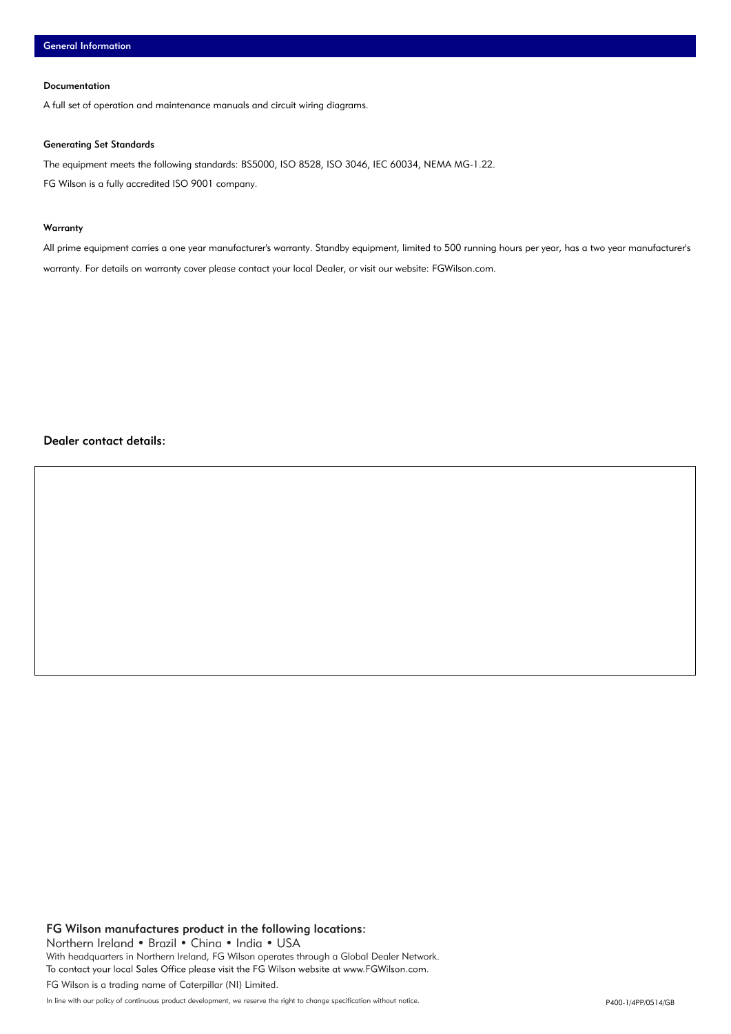## General Information

### Documentation

A full set of operation and maintenance manuals and circuit wiring diagrams.

### Generating Set Standards

The equipment meets the following standards: BS5000, ISO 8528, ISO 3046, IEC 60034, NEMA MG-1.22.

FG Wilson is a fully accredited ISO 9001 company.

### Warranty

All prime equipment carries a one year manufacturer's warranty. Standby equipment, limited to 500 running hours per year, has a two year manufacturer's warranty. For details on warranty cover please contact your local Dealer, or visit our website: FGWilson.com.

## Dealer contact details:

**FG Wilson manufactures product in the following locations:**

Northern Ireland • Brazil • China • India • USA

With headquarters in Northern Ireland, FG Wilson operates through a Global Dealer Network.
To contact your local Sales Office please visit the FG Wilson website at www.FGWilson.com.

FG Wilson is a trading name of Caterpillar (NI) Limited.

In line with our policy of continuous product development, we reserve the right to change specification without notice.

P400-1/4PP/0514/GB